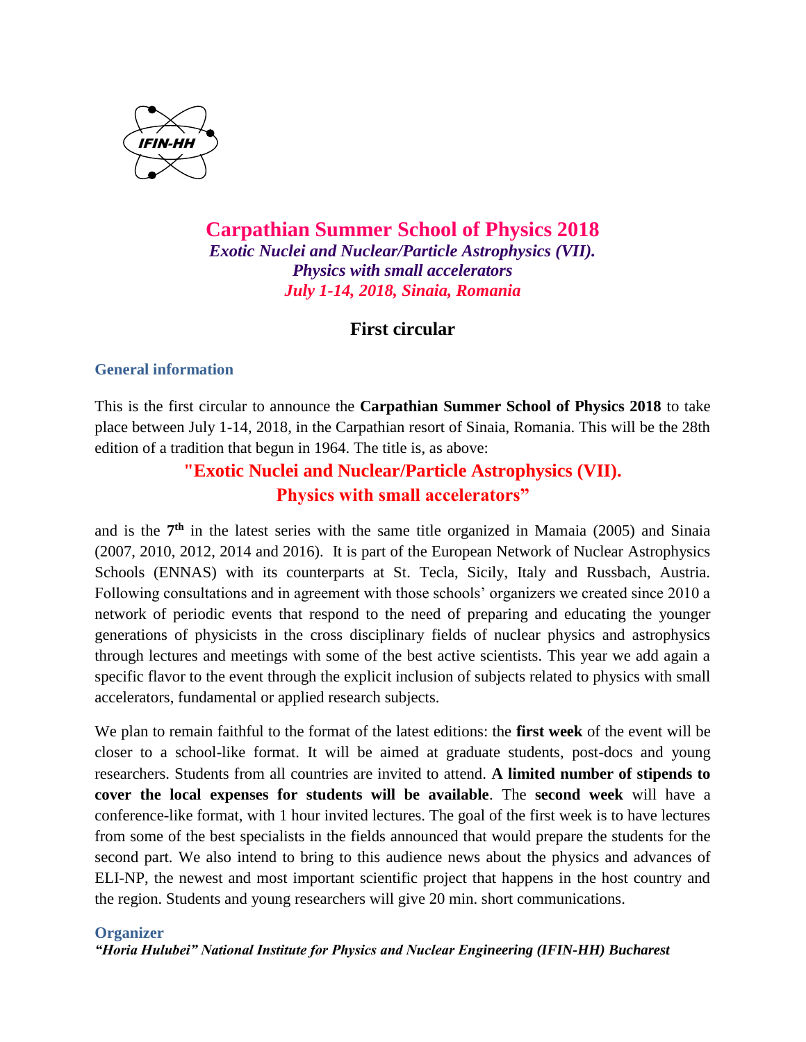IFIN-HH

# Carpathian Summer School of Physics 2018

***Exotic Nuclei and Nuclear/Particle Astrophysics (VII).***
***Physics with small accelerators***
***July 1-14, 2018, Sinaia, Romania***

## First circular

### General information

This is the first circular to announce the **Carpathian Summer School of Physics 2018** to take place between July 1-14, 2018, in the Carpathian resort of Sinaia, Romania. This will be the 28th edition of a tradition that begun in 1964. The title is, as above:

**"Exotic Nuclei and Nuclear/Particle Astrophysics (VII).**
**Physics with small accelerators"**

and is the **7th** in the latest series with the same title organized in Mamaia (2005) and Sinaia (2007, 2010, 2012, 2014 and 2016). It is part of the European Network of Nuclear Astrophysics Schools (ENNAS) with its counterparts at St. Tecla, Sicily, Italy and Russbach, Austria. Following consultations and in agreement with those schools' organizers we created since 2010 a network of periodic events that respond to the need of preparing and educating the younger generations of physicists in the cross disciplinary fields of nuclear physics and astrophysics through lectures and meetings with some of the best active scientists. This year we add again a specific flavor to the event through the explicit inclusion of subjects related to physics with small accelerators, fundamental or applied research subjects.

We plan to remain faithful to the format of the latest editions: the **first week** of the event will be closer to a school-like format. It will be aimed at graduate students, post-docs and young researchers. Students from all countries are invited to attend. **A limited number of stipends to cover the local expenses for students will be available**. The **second week** will have a conference-like format, with 1 hour invited lectures. The goal of the first week is to have lectures from some of the best specialists in the fields announced that would prepare the students for the second part. We also intend to bring to this audience news about the physics and advances of ELI-NP, the newest and most important scientific project that happens in the host country and the region. Students and young researchers will give 20 min. short communications.

### Organizer

***"Horia Hulubei" National Institute for Physics and Nuclear Engineering (IFIN-HH) Bucharest***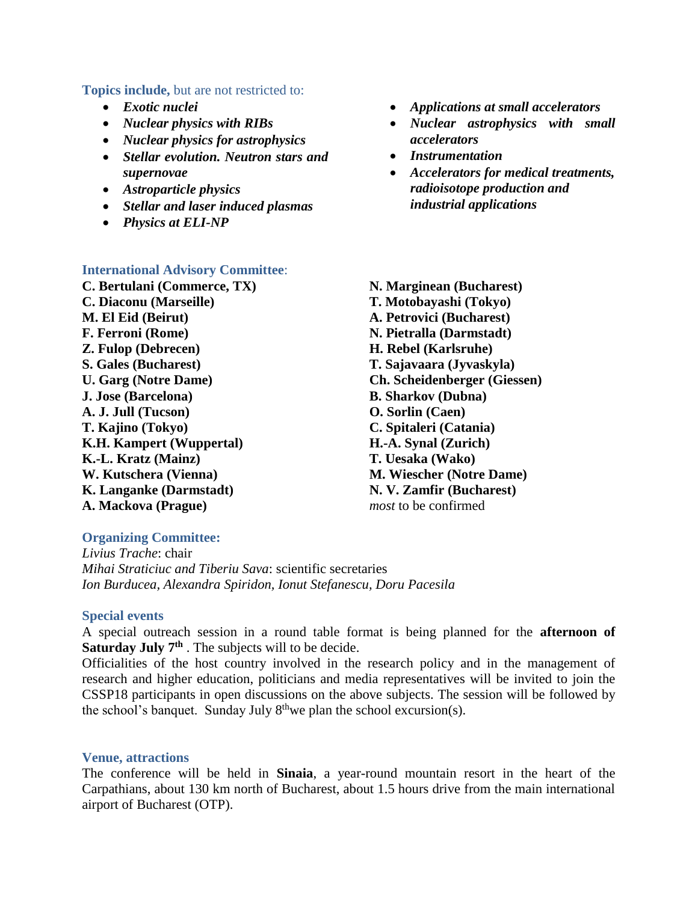**Topics include,** but are not restricted to:

- ***Exotic nuclei***
- ***Nuclear physics with RIBs***
- ***Nuclear physics for astrophysics***
- ***Stellar evolution. Neutron stars and supernovae***
- ***Astroparticle physics***
- ***Stellar and laser induced plasmas***
- ***Physics at ELI-NP***
- ***Applications at small accelerators***
- ***Nuclear astrophysics with small accelerators***
- ***Instrumentation***
- ***Accelerators for medical treatments, radioisotope production and industrial applications***

### International Advisory Committee:

**C. Bertulani (Commerce, TX)**
**C. Diaconu (Marseille)**
**M. El Eid (Beirut)**
**F. Ferroni (Rome)**
**Z. Fulop (Debrecen)**
**S. Gales (Bucharest)**
**U. Garg (Notre Dame)**
**J. Jose (Barcelona)**
**A. J. Jull (Tucson)**
**T. Kajino (Tokyo)**
**K.H. Kampert (Wuppertal)**
**K.-L. Kratz (Mainz)**
**W. Kutschera (Vienna)**
**K. Langanke (Darmstadt)**
**A. Mackova (Prague)**
**N. Marginean (Bucharest)**
**T. Motobayashi (Tokyo)**
**A. Petrovici (Bucharest)**
**N. Pietralla (Darmstadt)**
**H. Rebel (Karlsruhe)**
**T. Sajavaara (Jyvaskyla)**
**Ch. Scheidenberger (Giessen)**
**B. Sharkov (Dubna)**
**O. Sorlin (Caen)**
**C. Spitaleri (Catania)**
**H.-A. Synal (Zurich)**
**T. Uesaka (Wako)**
**M. Wiescher (Notre Dame)**
**N. V. Zamfir (Bucharest)**
*most* to be confirmed

### Organizing Committee:

*Livius Trache*: chair
*Mihai Straticiuc and Tiberiu Sava*: scientific secretaries
*Ion Burducea, Alexandra Spiridon, Ionut Stefanescu, Doru Pacesila*

### Special events

A special outreach session in a round table format is being planned for the **afternoon of Saturday July 7th** . The subjects will to be decide.

Officialities of the host country involved in the research policy and in the management of research and higher education, politicians and media representatives will be invited to join the CSSP18 participants in open discussions on the above subjects. The session will be followed by the school's banquet. Sunday July 8th we plan the school excursion(s).

### Venue, attractions

The conference will be held in **Sinaia**, a year-round mountain resort in the heart of the Carpathians, about 130 km north of Bucharest, about 1.5 hours drive from the main international airport of Bucharest (OTP).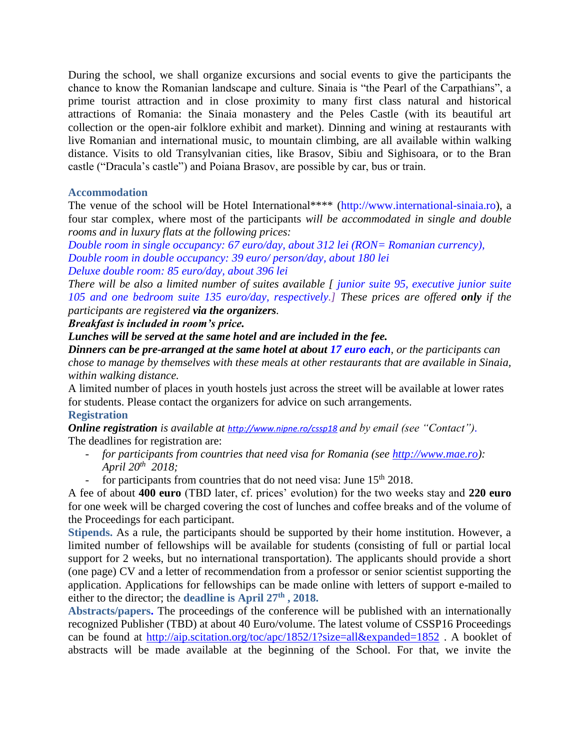During the school, we shall organize excursions and social events to give the participants the chance to know the Romanian landscape and culture. Sinaia is "the Pearl of the Carpathians", a prime tourist attraction and in close proximity to many first class natural and historical attractions of Romania: the Sinaia monastery and the Peles Castle (with its beautiful art collection or the open-air folklore exhibit and market). Dinning and wining at restaurants with live Romanian and international music, to mountain climbing, are all available within walking distance. Visits to old Transylvanian cities, like Brasov, Sibiu and Sighisoara, or to the Bran castle ("Dracula's castle") and Poiana Brasov, are possible by car, bus or train.

### Accommodation

The venue of the school will be Hotel International**** (http://www.international-sinaia.ro), a four star complex, where most of the participants *will be accommodated in single and double rooms and in luxury flats at the following prices:*

*Double room in single occupancy: 67 euro/day, about 312 lei (RON= Romanian currency),*
*Double room in double occupancy: 39 euro/ person/day, about 180 lei*
*Deluxe double room: 85 euro/day, about 396 lei*

*There will be also a limited number of suites available [ junior suite 95, executive junior suite 105 and one bedroom suite 135 euro/day, respectively.] These prices are offered* ***only*** *if the participants are registered* ***via the organizers****.*

***Breakfast is included in room's price.***

***Lunches will be served at the same hotel and are included in the fee.***

***Dinners can be pre-arranged at the same hotel at about 17 euro each****, or the participants can chose to manage by themselves with these meals at other restaurants that are available in Sinaia, within walking distance.*

A limited number of places in youth hostels just across the street will be available at lower rates for students. Please contact the organizers for advice on such arrangements.

### Registration

***Online registration*** *is available at http://www.nipne.ro/cssp18 and by email (see "Contact").*

The deadlines for registration are:

- *for participants from countries that need visa for Romania (see http://www.mae.ro): April 20th 2018;*
- for participants from countries that do not need visa: June 15th 2018.

A fee of about **400 euro** (TBD later, cf. prices' evolution) for the two weeks stay and **220 euro** for one week will be charged covering the cost of lunches and coffee breaks and of the volume of the Proceedings for each participant.

**Stipends.** As a rule, the participants should be supported by their home institution. However, a limited number of fellowships will be available for students (consisting of full or partial local support for 2 weeks, but no international transportation). The applicants should provide a short (one page) CV and a letter of recommendation from a professor or senior scientist supporting the application. Applications for fellowships can be made online with letters of support e-mailed to either to the director; the **deadline is April 27th , 2018.**

**Abstracts/papers.** The proceedings of the conference will be published with an internationally recognized Publisher (TBD) at about 40 Euro/volume. The latest volume of CSSP16 Proceedings can be found at http://aip.scitation.org/toc/apc/1852/1?size=all&expanded=1852 . A booklet of abstracts will be made available at the beginning of the School. For that, we invite the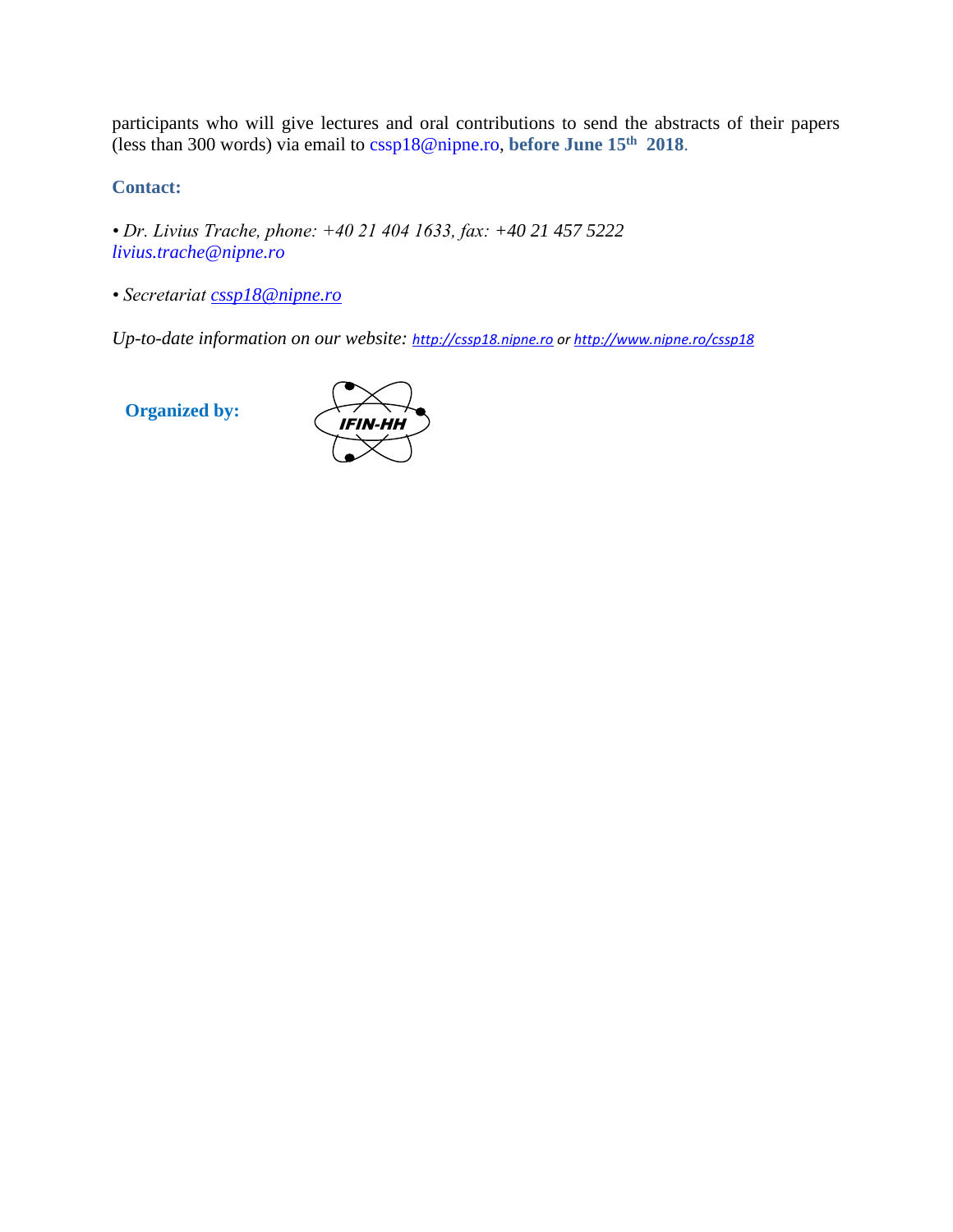participants who will give lectures and oral contributions to send the abstracts of their papers (less than 300 words) via email to cssp18@nipne.ro, **before June 15th 2018**.

**Contact:**

*• Dr. Livius Trache, phone: +40 21 404 1633, fax: +40 21 457 5222*
*livius.trache@nipne.ro*

*• Secretariat cssp18@nipne.ro*

*Up-to-date information on our website: http://cssp18.nipne.ro or http://www.nipne.ro/cssp18*

**Organized by:** IFIN-HH